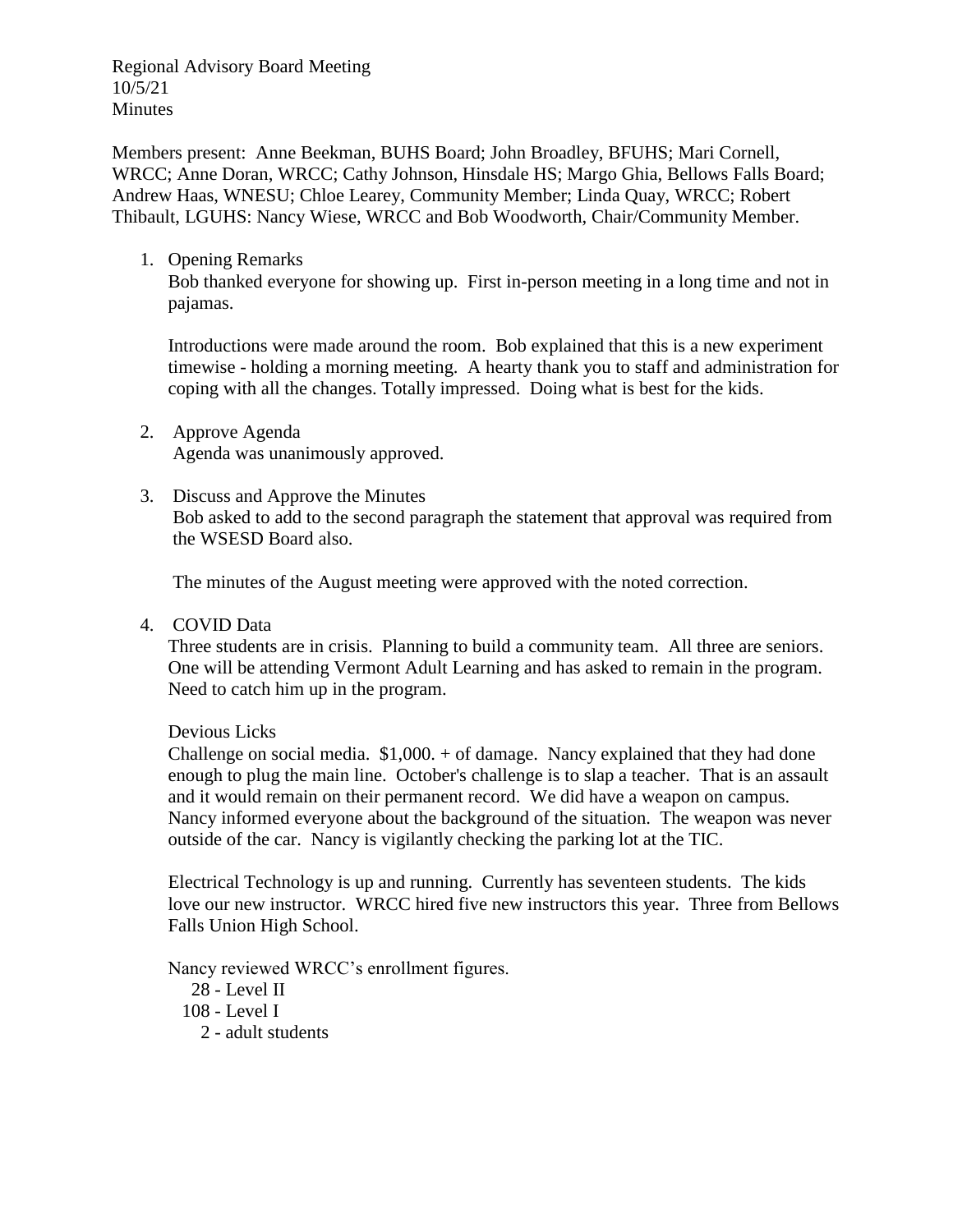Regional Advisory Board Meeting
10/5/21
Minutes

Members present: Anne Beekman, BUHS Board; John Broadley, BFUHS; Mari Cornell, WRCC; Anne Doran, WRCC; Cathy Johnson, Hinsdale HS; Margo Ghia, Bellows Falls Board; Andrew Haas, WNESU; Chloe Learey, Community Member; Linda Quay, WRCC; Robert Thibault, LGUHS: Nancy Wiese, WRCC and Bob Woodworth, Chair/Community Member.

1. Opening Remarks

   Bob thanked everyone for showing up. First in-person meeting in a long time and not in pajamas.

   Introductions were made around the room. Bob explained that this is a new experiment timewise - holding a morning meeting. A hearty thank you to staff and administration for coping with all the changes. Totally impressed. Doing what is best for the kids.

2. Approve Agenda

   Agenda was unanimously approved.

3. Discuss and Approve the Minutes

   Bob asked to add to the second paragraph the statement that approval was required from the WSESD Board also.

   The minutes of the August meeting were approved with the noted correction.

4. COVID Data

   Three students are in crisis. Planning to build a community team. All three are seniors. One will be attending Vermont Adult Learning and has asked to remain in the program. Need to catch him up in the program.

   Devious Licks

   Challenge on social media. $1,000. + of damage. Nancy explained that they had done enough to plug the main line. October's challenge is to slap a teacher. That is an assault and it would remain on their permanent record. We did have a weapon on campus. Nancy informed everyone about the background of the situation. The weapon was never outside of the car. Nancy is vigilantly checking the parking lot at the TIC.

   Electrical Technology is up and running. Currently has seventeen students. The kids love our new instructor. WRCC hired five new instructors this year. Three from Bellows Falls Union High School.

   Nancy reviewed WRCC's enrollment figures.

   28 - Level II
   108 - Level I
   2 - adult students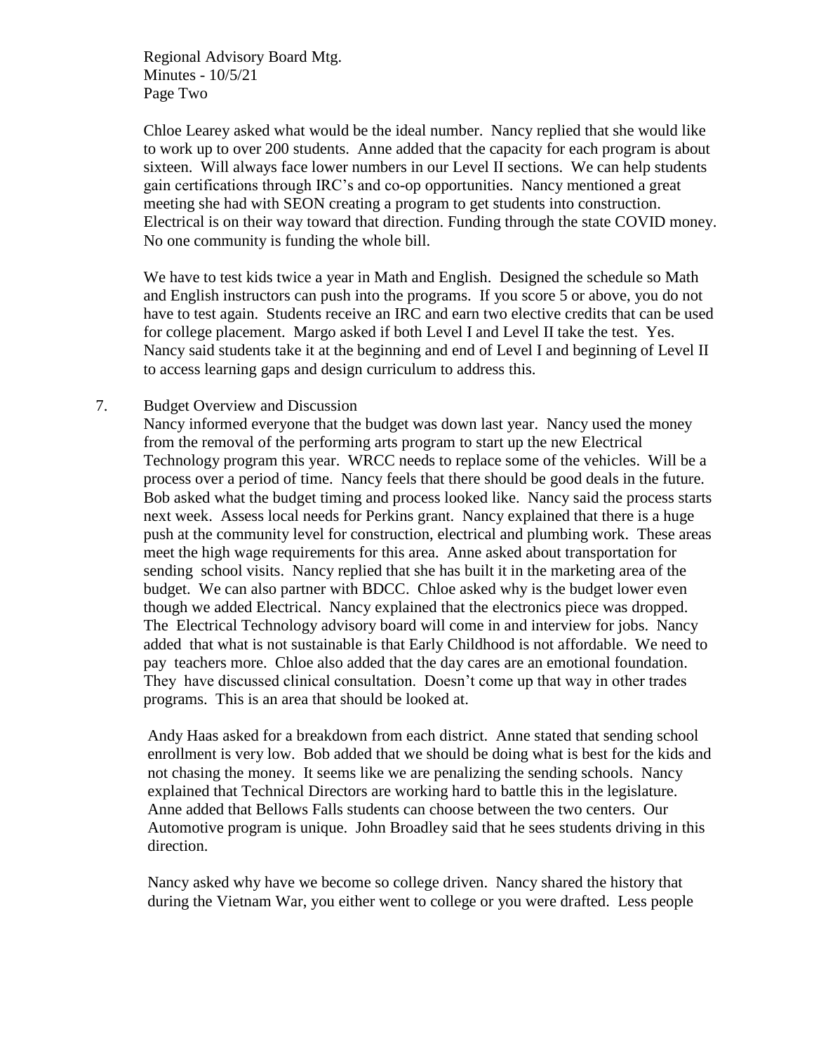Chloe Learey asked what would be the ideal number. Nancy replied that she would like to work up to over 200 students. Anne added that the capacity for each program is about sixteen. Will always face lower numbers in our Level II sections. We can help students gain certifications through IRC's and co-op opportunities. Nancy mentioned a great meeting she had with SEON creating a program to get students into construction. Electrical is on their way toward that direction. Funding through the state COVID money. No one community is funding the whole bill.

We have to test kids twice a year in Math and English. Designed the schedule so Math and English instructors can push into the programs. If you score 5 or above, you do not have to test again. Students receive an IRC and earn two elective credits that can be used for college placement. Margo asked if both Level I and Level II take the test. Yes. Nancy said students take it at the beginning and end of Level I and beginning of Level II to access learning gaps and design curriculum to address this.

7. Budget Overview and Discussion

   Nancy informed everyone that the budget was down last year. Nancy used the money from the removal of the performing arts program to start up the new Electrical Technology program this year. WRCC needs to replace some of the vehicles. Will be a process over a period of time. Nancy feels that there should be good deals in the future. Bob asked what the budget timing and process looked like. Nancy said the process starts next week. Assess local needs for Perkins grant. Nancy explained that there is a huge push at the community level for construction, electrical and plumbing work. These areas meet the high wage requirements for this area. Anne asked about transportation for sending school visits. Nancy replied that she has built it in the marketing area of the budget. We can also partner with BDCC. Chloe asked why is the budget lower even though we added Electrical. Nancy explained that the electronics piece was dropped. The Electrical Technology advisory board will come in and interview for jobs. Nancy added that what is not sustainable is that Early Childhood is not affordable. We need to pay teachers more. Chloe also added that the day cares are an emotional foundation. They have discussed clinical consultation. Doesn't come up that way in other trades programs. This is an area that should be looked at.

   Andy Haas asked for a breakdown from each district. Anne stated that sending school enrollment is very low. Bob added that we should be doing what is best for the kids and not chasing the money. It seems like we are penalizing the sending schools. Nancy explained that Technical Directors are working hard to battle this in the legislature. Anne added that Bellows Falls students can choose between the two centers. Our Automotive program is unique. John Broadley said that he sees students driving in this direction.

   Nancy asked why have we become so college driven. Nancy shared the history that during the Vietnam War, you either went to college or you were drafted. Less people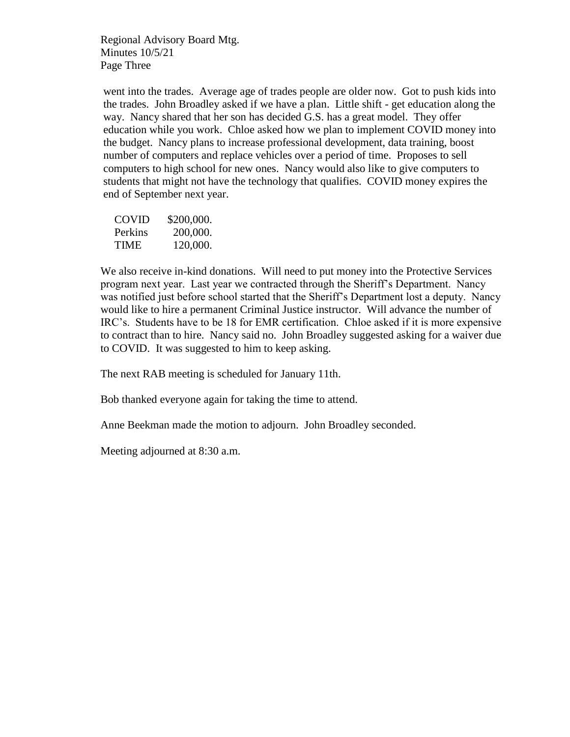went into the trades. Average age of trades people are older now. Got to push kids into the trades. John Broadley asked if we have a plan. Little shift - get education along the way. Nancy shared that her son has decided G.S. has a great model. They offer education while you work. Chloe asked how we plan to implement COVID money into the budget. Nancy plans to increase professional development, data training, boost number of computers and replace vehicles over a period of time. Proposes to sell computers to high school for new ones. Nancy would also like to give computers to students that might not have the technology that qualifies. COVID money expires the end of September next year.

| | |
|---|---|
| COVID | \$200,000. |
| Perkins | 200,000. |
| TIME | 120,000. |

We also receive in-kind donations. Will need to put money into the Protective Services program next year. Last year we contracted through the Sheriff's Department. Nancy was notified just before school started that the Sheriff's Department lost a deputy. Nancy would like to hire a permanent Criminal Justice instructor. Will advance the number of IRC's. Students have to be 18 for EMR certification. Chloe asked if it is more expensive to contract than to hire. Nancy said no. John Broadley suggested asking for a waiver due to COVID. It was suggested to him to keep asking.

The next RAB meeting is scheduled for January 11th.

Bob thanked everyone again for taking the time to attend.

Anne Beekman made the motion to adjourn. John Broadley seconded.

Meeting adjourned at 8:30 a.m.